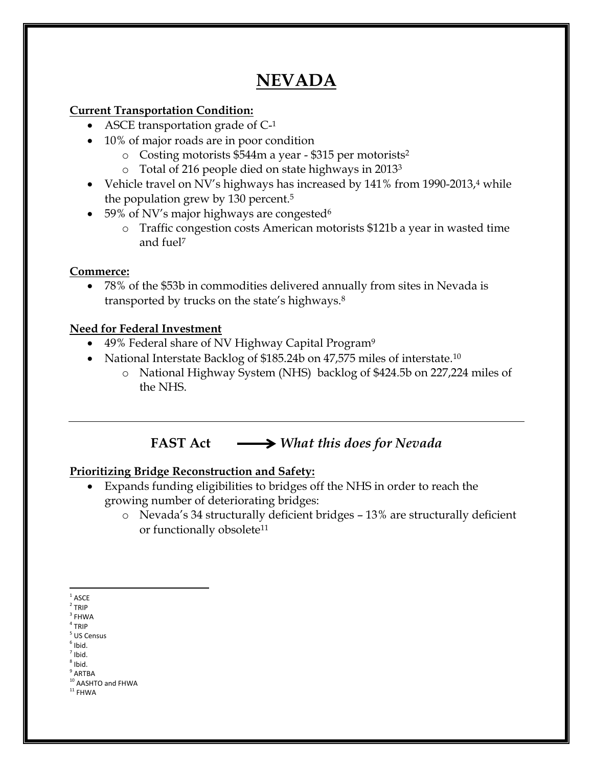# NEVADA

**Current Transportation Condition:**

- ASCE transportation grade of C-[1]
- 10% of major roads are in poor condition
    - Costing motorists $544m a year - $315 per motorists[2]
    - Total of 216 people died on state highways in 2013[3]
- Vehicle travel on NV's highways has increased by 141% from 1990-2013,[4] while the population grew by 130 percent.[5]
- 59% of NV's major highways are congested[6]
    - Traffic congestion costs American motorists $121b a year in wasted time and fuel[7]

**Commerce:**

- 78% of the $53b in commodities delivered annually from sites in Nevada is transported by trucks on the state's highways.[8]

**Need for Federal Investment**

- 49% Federal share of NV Highway Capital Program[9]
- National Interstate Backlog of $185.24b on 47,575 miles of interstate.[10]
    - National Highway System (NHS) backlog of $424.5b on 227,224 miles of the NHS.

---

## FAST Act → *What this does for Nevada*

**Prioritizing Bridge Reconstruction and Safety:**

- Expands funding eligibilities to bridges off the NHS in order to reach the growing number of deteriorating bridges:
    - Nevada's 34 structurally deficient bridges – 13% are structurally deficient or functionally obsolete[11]

---

[1] ASCE
[2] TRIP
[3] FHWA
[4] TRIP
[5] US Census
[6] Ibid.
[7] Ibid.
[8] Ibid.
[9] ARTBA
[10] AASHTO and FHWA
[11] FHWA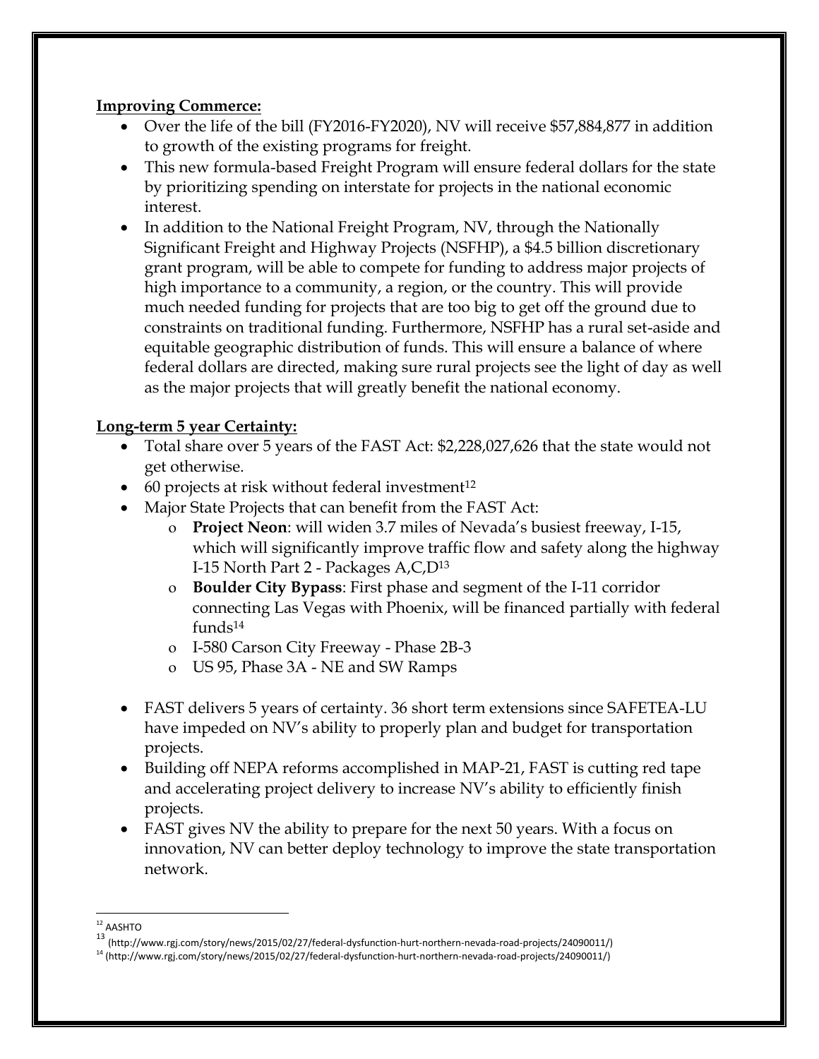**Improving Commerce:**

- Over the life of the bill (FY2016-FY2020), NV will receive $57,884,877 in addition to growth of the existing programs for freight.
- This new formula-based Freight Program will ensure federal dollars for the state by prioritizing spending on interstate for projects in the national economic interest.
- In addition to the National Freight Program, NV, through the Nationally Significant Freight and Highway Projects (NSFHP), a $4.5 billion discretionary grant program, will be able to compete for funding to address major projects of high importance to a community, a region, or the country. This will provide much needed funding for projects that are too big to get off the ground due to constraints on traditional funding. Furthermore, NSFHP has a rural set-aside and equitable geographic distribution of funds. This will ensure a balance of where federal dollars are directed, making sure rural projects see the light of day as well as the major projects that will greatly benefit the national economy.

**Long-term 5 year Certainty:**

- Total share over 5 years of the FAST Act: $2,228,027,626 that the state would not get otherwise.
- 60 projects at risk without federal investment[12]
- Major State Projects that can benefit from the FAST Act:
  - **Project Neon**: will widen 3.7 miles of Nevada's busiest freeway, I-15, which will significantly improve traffic flow and safety along the highway I-15 North Part 2 - Packages A,C,D[13]
  - **Boulder City Bypass**: First phase and segment of the I-11 corridor connecting Las Vegas with Phoenix, will be financed partially with federal funds[14]
  - I-580 Carson City Freeway - Phase 2B-3
  - US 95, Phase 3A - NE and SW Ramps

- FAST delivers 5 years of certainty. 36 short term extensions since SAFETEA-LU have impeded on NV's ability to properly plan and budget for transportation projects.
- Building off NEPA reforms accomplished in MAP-21, FAST is cutting red tape and accelerating project delivery to increase NV's ability to efficiently finish projects.
- FAST gives NV the ability to prepare for the next 50 years. With a focus on innovation, NV can better deploy technology to improve the state transportation network.

---

[12] AASHTO

[13] (http://www.rgj.com/story/news/2015/02/27/federal-dysfunction-hurt-northern-nevada-road-projects/24090011/)

[14] (http://www.rgj.com/story/news/2015/02/27/federal-dysfunction-hurt-northern-nevada-road-projects/24090011/)